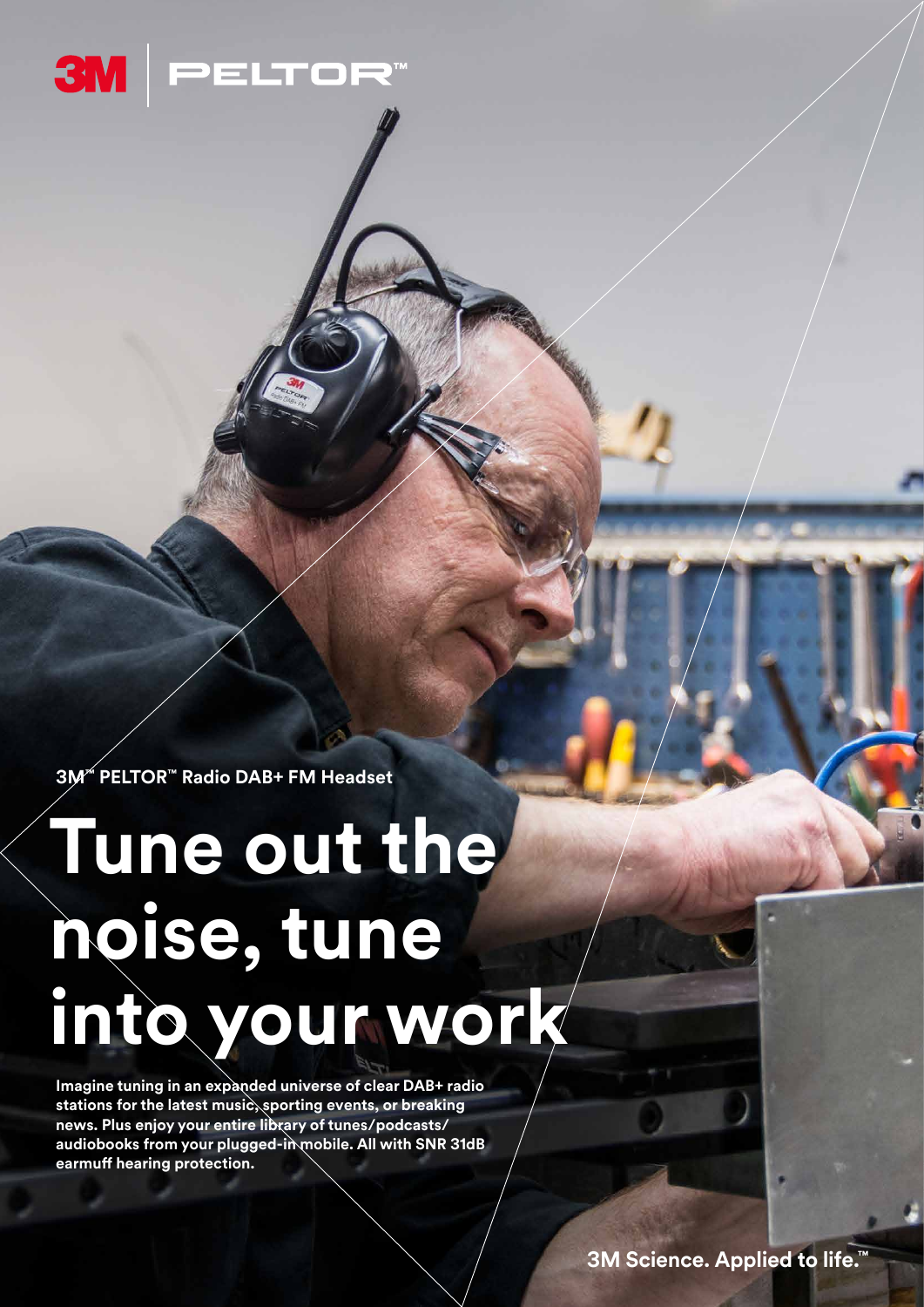3M™ PELTOR™ Radio DAB+ FM Headset

# Tune out the noise, tune into your work

**Imagine tuning in an expanded universe of clear DAB+ radio stations for the latest music, sporting events, or breaking news. Plus enjoy your entire library of tunes/podcasts/audiobooks from your plugged-in mobile. All with SNR 31dB earmuff hearing protection.**

3M Science. Applied to life.™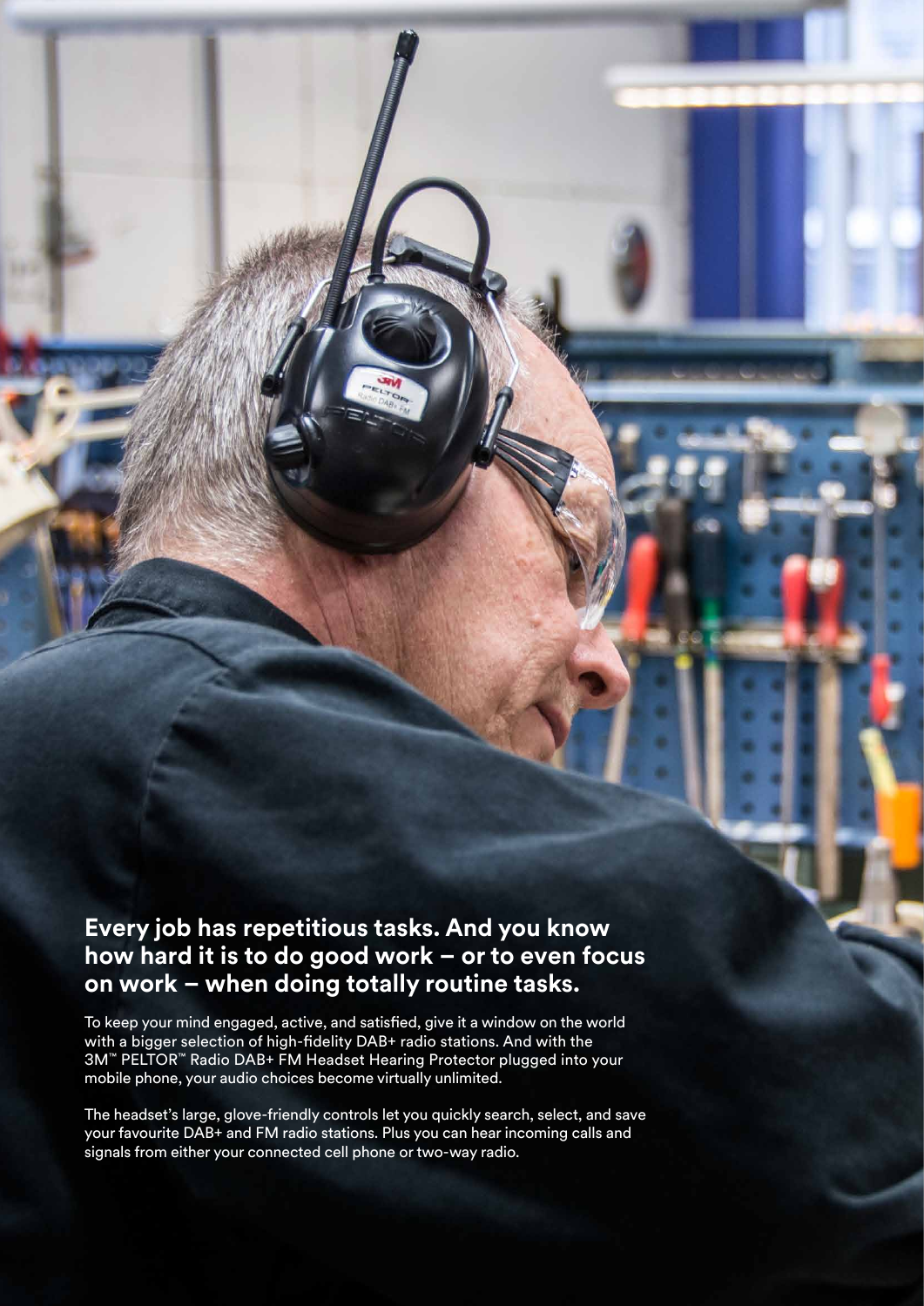**Every job has repetitious tasks. And you know how hard it is to do good work – or to even focus on work – when doing totally routine tasks.**

To keep your mind engaged, active, and satisfied, give it a window on the world with a bigger selection of high-fidelity DAB+ radio stations. And with the 3M™ PELTOR™ Radio DAB+ FM Headset Hearing Protector plugged into your mobile phone, your audio choices become virtually unlimited.

The headset's large, glove-friendly controls let you quickly search, select, and save your favourite DAB+ and FM radio stations. Plus you can hear incoming calls and signals from either your connected cell phone or two-way radio.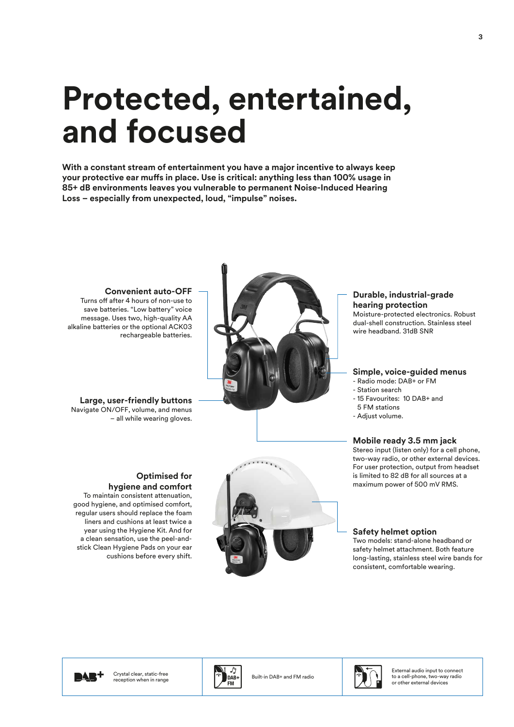# Protected, entertained, and focused

**With a constant stream of entertainment you have a major incentive to always keep your protective ear muffs in place. Use is critical: anything less than 100% usage in 85+ dB environments leaves you vulnerable to permanent Noise-Induced Hearing Loss – especially from unexpected, loud, “impulse” noises.**

### Convenient auto-OFF

Turns off after 4 hours of non-use to save batteries. “Low battery” voice message. Uses two, high-quality AA alkaline batteries or the optional ACK03 rechargeable batteries.

### Large, user-friendly buttons

Navigate ON/OFF, volume, and menus – all while wearing gloves.

### Optimised for hygiene and comfort

To maintain consistent attenuation, good hygiene, and optimised comfort, regular users should replace the foam liners and cushions at least twice a year using the Hygiene Kit. And for a clean sensation, use the peel-and-stick Clean Hygiene Pads on your ear cushions before every shift.

### Durable, industrial-grade hearing protection

Moisture-protected electronics. Robust dual-shell construction. Stainless steel wire headband. 31dB SNR

### Simple, voice-guided menus

- Radio mode: DAB+ or FM
- Station search
- 15 Favourites: 10 DAB+ and 5 FM stations
- Adjust volume.

### Mobile ready 3.5 mm jack

Stereo input (listen only) for a cell phone, two-way radio, or other external devices. For user protection, output from headset is limited to 82 dB for all sources at a maximum power of 500 mV RMS.

### Safety helmet option

Two models: stand-alone headband or safety helmet attachment. Both feature long-lasting, stainless steel wire bands for consistent, comfortable wearing.

| | | |
|---|---|---|
| DAB+ Crystal clear, static-free reception when in range | Built-in DAB+ and FM radio | External audio input to connect to a cell-phone, two-way radio or other external devices |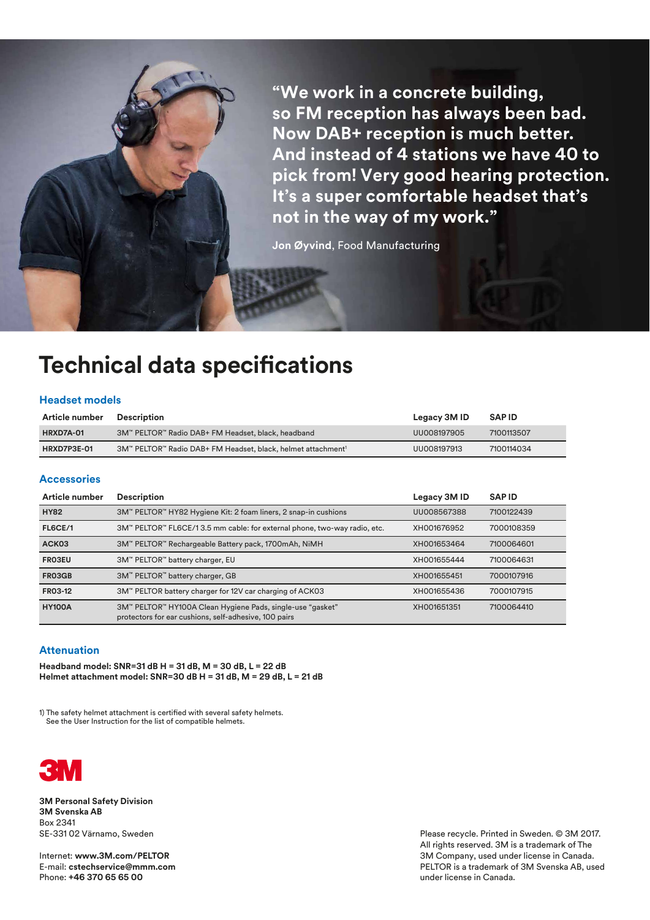"We work in a concrete building, so FM reception has always been bad. Now DAB+ reception is much better. And instead of 4 stations we have 40 to pick from! Very good hearing protection. It's a super comfortable headset that's not in the way of my work."

**Jon Øyvind**, Food Manufacturing

# Technical data specifications

## Headset models

| Article number | Description | Legacy 3M ID | SAP ID |
|---|---|---|---|
| **HRXD7A-01** | 3M™ PELTOR™ Radio DAB+ FM Headset, black, headband | UU008197905 | 7100113507 |
| **HRXD7P3E-01** | 3M™ PELTOR™ Radio DAB+ FM Headset, black, helmet attachment[1] | UU008197913 | 7100114034 |

## Accessories

| Article number | Description | Legacy 3M ID | SAP ID |
|---|---|---|---|
| **HY82** | 3M™ PELTOR™ HY82 Hygiene Kit: 2 foam liners, 2 snap-in cushions | UU008567388 | 7100122439 |
| **FL6CE/1** | 3M™ PELTOR™ FL6CE/1 3.5 mm cable: for external phone, two-way radio, etc. | XH001676952 | 7000108359 |
| **ACK03** | 3M™ PELTOR™ Rechargeable Battery pack, 1700mAh, NiMH | XH001653464 | 7100064601 |
| **FR03EU** | 3M™ PELTOR™ battery charger, EU | XH001655444 | 7100064631 |
| **FR03GB** | 3M™ PELTOR™ battery charger, GB | XH001655451 | 7000107916 |
| **FR03-12** | 3M™ PELTOR battery charger for 12V car charging of ACK03 | XH001655436 | 7000107915 |
| **HY100A** | 3M™ PELTOR™ HY100A Clean Hygiene Pads, single-use "gasket" protectors for ear cushions, self-adhesive, 100 pairs | XH001651351 | 7100064410 |

## Attenuation

**Headband model: SNR=31 dB H = 31 dB, M = 30 dB, L = 22 dB**
**Helmet attachment model: SNR=30 dB H = 31 dB, M = 29 dB, L = 21 dB**

1) The safety helmet attachment is certified with several safety helmets. See the User Instruction for the list of compatible helmets.

3M

**3M Personal Safety Division**
**3M Svenska AB**
Box 2341
SE-331 02 Värnamo, Sweden

Internet: **www.3M.com/PELTOR**
E-mail: **cstechservice@mmm.com**
Phone: **+46 370 65 65 00**

Please recycle. Printed in Sweden. © 3M 2017. All rights reserved. 3M is a trademark of The 3M Company, used under license in Canada. PELTOR is a trademark of 3M Svenska AB, used under license in Canada.